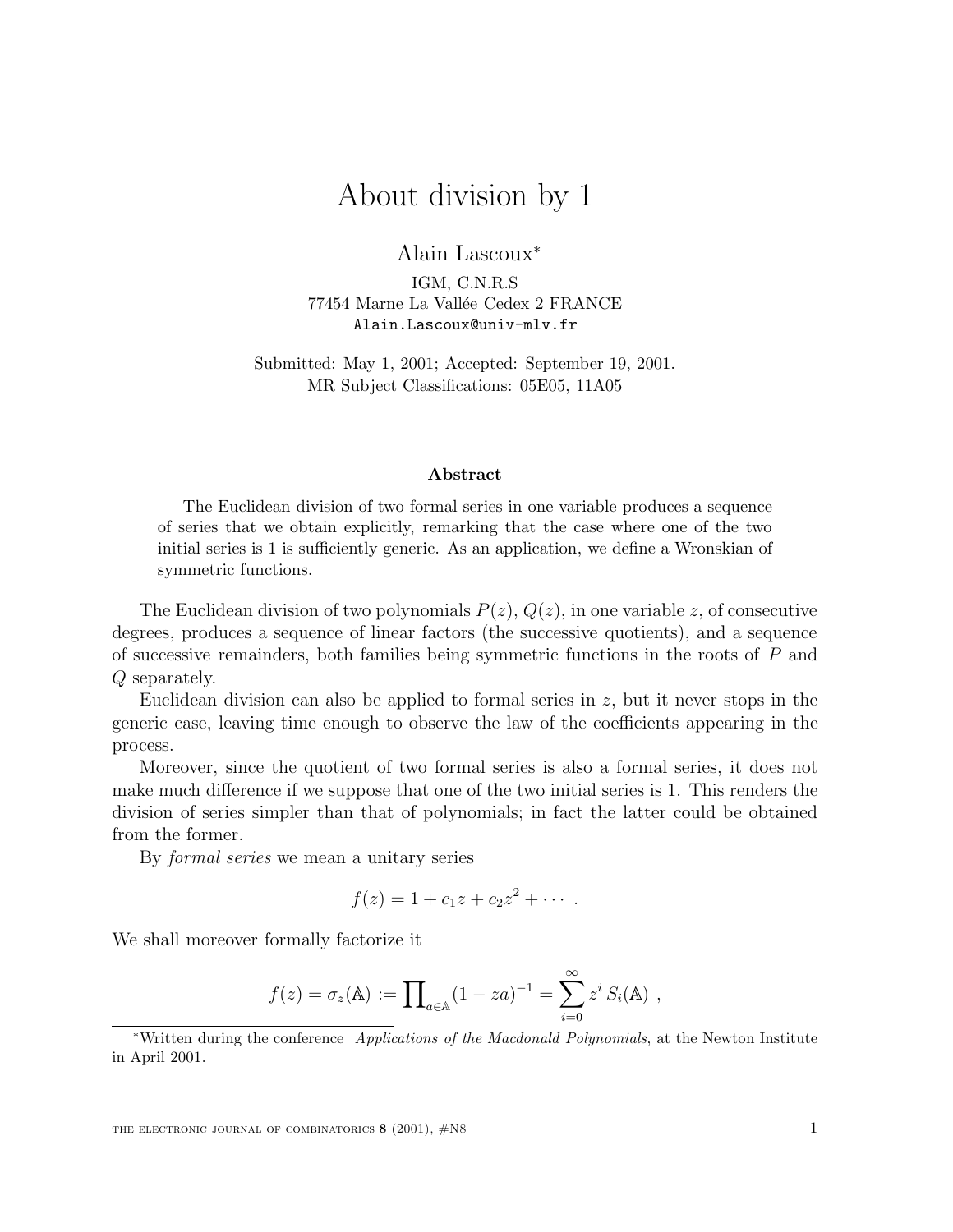# About division by 1

Alain Lascoux*

IGM, C.N.R.S
77454 Marne La Vallée Cedex 2 FRANCE
Alain.Lascoux@univ-mlv.fr

Submitted: May 1, 2001; Accepted: September 19, 2001.
MR Subject Classifications: 05E05, 11A05

### Abstract

The Euclidean division of two formal series in one variable produces a sequence of series that we obtain explicitly, remarking that the case where one of the two initial series is 1 is sufficiently generic. As an application, we define a Wronskian of symmetric functions.

The Euclidean division of two polynomials $P(z)$, $Q(z)$, in one variable $z$, of consecutive degrees, produces a sequence of linear factors (the successive quotients), and a sequence of successive remainders, both families being symmetric functions in the roots of $P$ and $Q$ separately.

Euclidean division can also be applied to formal series in $z$, but it never stops in the generic case, leaving time enough to observe the law of the coefficients appearing in the process.

Moreover, since the quotient of two formal series is also a formal series, it does not make much difference if we suppose that one of the two initial series is 1. This renders the division of series simpler than that of polynomials; in fact the latter could be obtained from the former.

By *formal series* we mean a unitary series

$$f(z) = 1 + c_1 z + c_2 z^2 + \cdots \ .$$

We shall moreover formally factorize it

$$f(z) = \sigma_z(\mathbb{A}) := \prod\nolimits_{a \in \mathbb{A}} (1 - za)^{-1} = \sum_{i=0}^{\infty} z^i \, S_i(\mathbb{A}) \ ,$$

*Written during the conference *Applications of the Macdonald Polynomials*, at the Newton Institute in April 2001.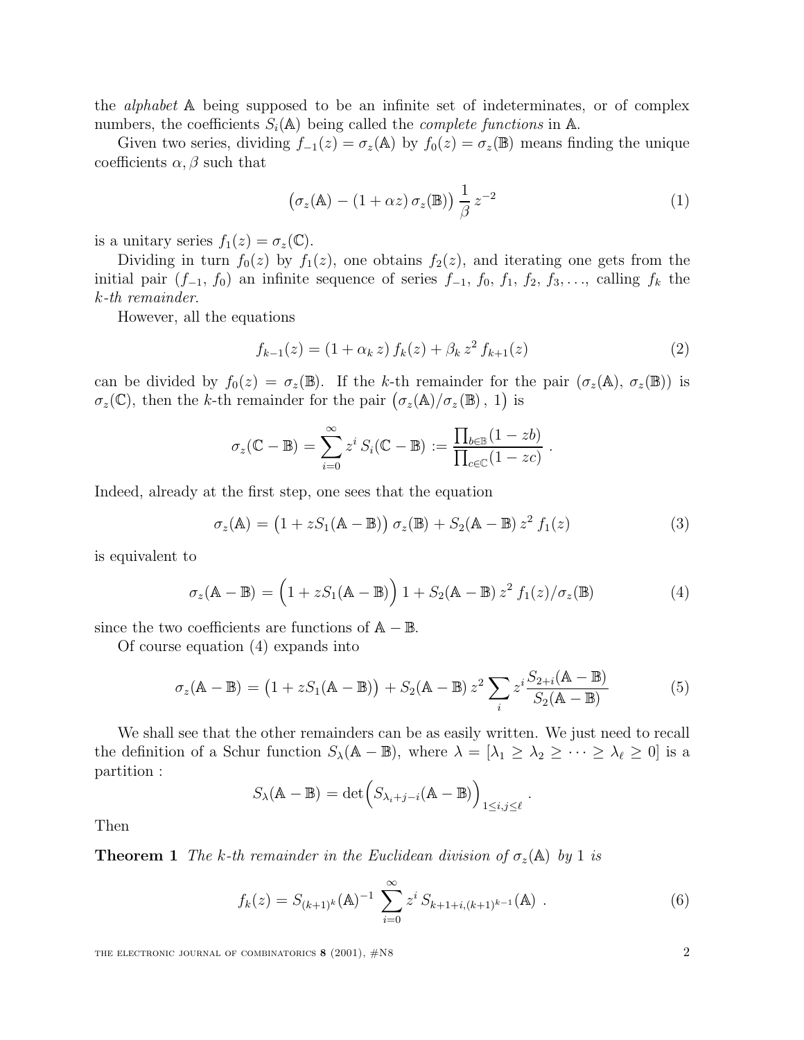the *alphabet* $\mathbb{A}$ being supposed to be an infinite set of indeterminates, or of complex numbers, the coefficients $S_i(\mathbb{A})$ being called the *complete functions* in $\mathbb{A}$.

Given two series, dividing $f_{-1}(z) = \sigma_z(\mathbb{A})$ by $f_0(z) = \sigma_z(\mathbb{B})$ means finding the unique coefficients $\alpha, \beta$ such that

$$\big(\sigma_z(\mathbb{A}) - (1+\alpha z)\,\sigma_z(\mathbb{B})\big)\,\frac{1}{\beta}\,z^{-2} \tag{1}$$

is a unitary series $f_1(z) = \sigma_z(\mathbb{C})$.

Dividing in turn $f_0(z)$ by $f_1(z)$, one obtains $f_2(z)$, and iterating one gets from the initial pair $(f_{-1}, f_0)$ an infinite sequence of series $f_{-1}, f_0, f_1, f_2, f_3, \ldots$, calling $f_k$ the *k-th remainder*.

However, all the equations

$$f_{k-1}(z) = (1+\alpha_k\, z)\, f_k(z) + \beta_k\, z^2\, f_{k+1}(z) \tag{2}$$

can be divided by $f_0(z) = \sigma_z(\mathbb{B})$. If the $k$-th remainder for the pair $(\sigma_z(\mathbb{A}), \sigma_z(\mathbb{B}))$ is $\sigma_z(\mathbb{C})$, then the $k$-th remainder for the pair $\big(\sigma_z(\mathbb{A})/\sigma_z(\mathbb{B})\,,\,1\big)$ is

$$\sigma_z(\mathbb{C}-\mathbb{B}) = \sum_{i=0}^{\infty} z^i\, S_i(\mathbb{C}-\mathbb{B}) := \frac{\prod_{b\in\mathbb{B}}(1-zb)}{\prod_{c\in\mathbb{C}}(1-zc)}\ .$$

Indeed, already at the first step, one sees that the equation

$$\sigma_z(\mathbb{A}) = \big(1 + zS_1(\mathbb{A}-\mathbb{B})\big)\,\sigma_z(\mathbb{B}) + S_2(\mathbb{A}-\mathbb{B})\,z^2\,f_1(z) \tag{3}$$

is equivalent to

$$\sigma_z(\mathbb{A}-\mathbb{B}) = \Big(1 + zS_1(\mathbb{A}-\mathbb{B})\Big)\,1 + S_2(\mathbb{A}-\mathbb{B})\,z^2\,f_1(z)/\sigma_z(\mathbb{B}) \tag{4}$$

since the two coefficients are functions of $\mathbb{A}-\mathbb{B}$.

Of course equation (4) expands into

$$\sigma_z(\mathbb{A}-\mathbb{B}) = \big(1 + zS_1(\mathbb{A}-\mathbb{B})\big) + S_2(\mathbb{A}-\mathbb{B})\,z^2 \sum_i z^i\,\frac{S_{2+i}(\mathbb{A}-\mathbb{B})}{S_2(\mathbb{A}-\mathbb{B})} \tag{5}$$

We shall see that the other remainders can be as easily written. We just need to recall the definition of a Schur function $S_\lambda(\mathbb{A}-\mathbb{B})$, where $\lambda = [\lambda_1 \geq \lambda_2 \geq \cdots \geq \lambda_\ell \geq 0]$ is a partition :

$$S_\lambda(\mathbb{A}-\mathbb{B}) = \det\Big(S_{\lambda_i+j-i}(\mathbb{A}-\mathbb{B})\Big)_{1\leq i,j\leq \ell}\ .$$

Then

**Theorem 1** *The k-th remainder in the Euclidean division of $\sigma_z(\mathbb{A})$ by 1 is*

$$f_k(z) = S_{(k+1)^k}(\mathbb{A})^{-1}\,\sum_{i=0}^{\infty} z^i\, S_{k+1+i,(k+1)^{k-1}}(\mathbb{A})\ . \tag{6}$$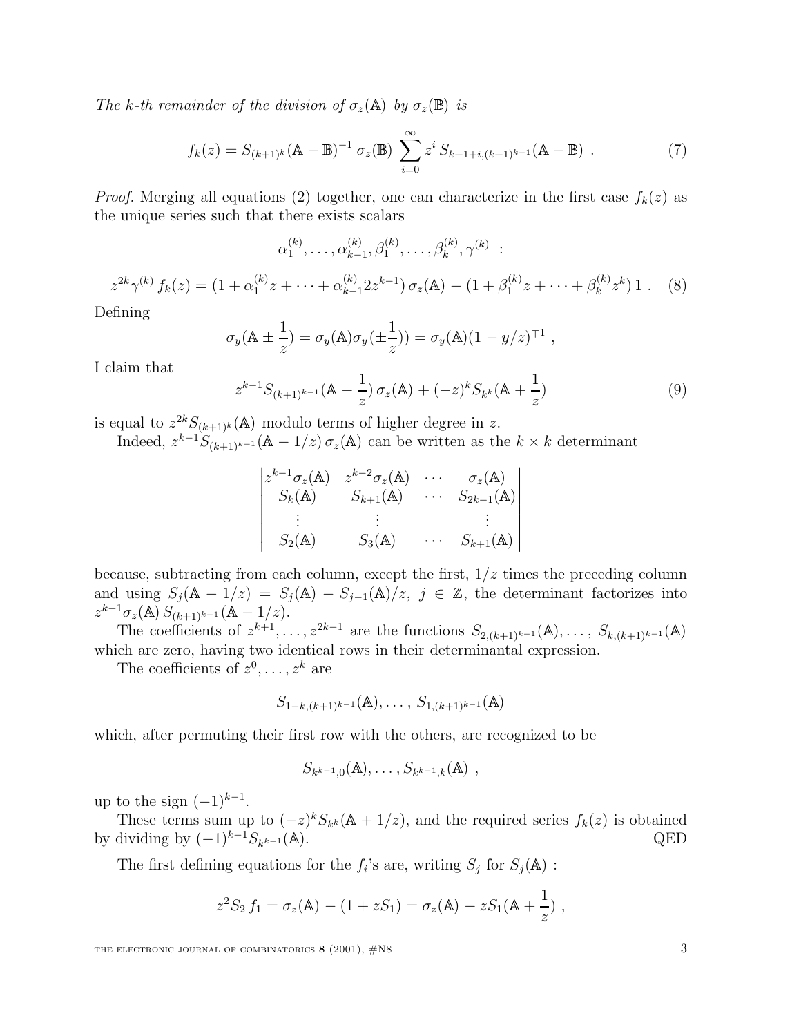*The k-th remainder of the division of $\sigma_z(\mathbb{A})$ by $\sigma_z(\mathbb{B})$ is*

$$f_k(z) = S_{(k+1)^k}(\mathbb{A}-\mathbb{B})^{-1}\,\sigma_z(\mathbb{B})\,\sum_{i=0}^{\infty} z^i\, S_{k+1+i,(k+1)^{k-1}}(\mathbb{A}-\mathbb{B})\ . \tag{7}$$

*Proof.* Merging all equations (2) together, one can characterize in the first case $f_k(z)$ as the unique series such that there exists scalars

$$\alpha_1^{(k)},\ldots,\alpha_{k-1}^{(k)},\beta_1^{(k)},\ldots,\beta_k^{(k)},\gamma^{(k)}\ :$$

$$z^{2k}\gamma^{(k)}\, f_k(z) = (1+\alpha_1^{(k)}z+\cdots+\alpha_{k-1}^{(k)}2z^{k-1})\,\sigma_z(\mathbb{A}) - (1+\beta_1^{(k)}z+\cdots+\beta_k^{(k)}z^k)\,1\ . \tag{8}$$

Defining

$$\sigma_y(\mathbb{A}\pm\frac{1}{z}) = \sigma_y(\mathbb{A})\sigma_y(\pm\frac{1}{z})) = \sigma_y(\mathbb{A})(1-y/z)^{\mp1}\ ,$$

I claim that

$$z^{k-1}S_{(k+1)^{k-1}}(\mathbb{A}-\frac{1}{z})\,\sigma_z(\mathbb{A}) + (-z)^kS_{k^k}(\mathbb{A}+\frac{1}{z}) \tag{9}$$

is equal to $z^{2k}S_{(k+1)^k}(\mathbb{A})$ modulo terms of higher degree in $z$.

Indeed, $z^{k-1}S_{(k+1)^{k-1}}(\mathbb{A}-1/z)\,\sigma_z(\mathbb{A})$ can be written as the $k\times k$ determinant

$$\begin{vmatrix} z^{k-1}\sigma_z(\mathbb{A}) & z^{k-2}\sigma_z(\mathbb{A}) & \cdots & \sigma_z(\mathbb{A}) \\ S_k(\mathbb{A}) & S_{k+1}(\mathbb{A}) & \cdots & S_{2k-1}(\mathbb{A}) \\ \vdots & \vdots & & \vdots \\ S_2(\mathbb{A}) & S_3(\mathbb{A}) & \cdots & S_{k+1}(\mathbb{A}) \end{vmatrix}$$

because, subtracting from each column, except the first, $1/z$ times the preceding column and using $S_j(\mathbb{A}-1/z) = S_j(\mathbb{A}) - S_{j-1}(\mathbb{A})/z,\ j\in\mathbb{Z}$, the determinant factorizes into $z^{k-1}\sigma_z(\mathbb{A})\,S_{(k+1)^{k-1}}(\mathbb{A}-1/z)$.

The coefficients of $z^{k+1},\ldots,z^{2k-1}$ are the functions $S_{2,(k+1)^{k-1}}(\mathbb{A}),\ldots,\ S_{k,(k+1)^{k-1}}(\mathbb{A})$ which are zero, having two identical rows in their determinantal expression.

The coefficients of $z^0,\ldots,z^k$ are

$$S_{1-k,(k+1)^{k-1}}(\mathbb{A}),\ldots,\ S_{1,(k+1)^{k-1}}(\mathbb{A})$$

which, after permuting their first row with the others, are recognized to be

$$S_{k^{k-1},0}(\mathbb{A}),\ldots,S_{k^{k-1},k}(\mathbb{A})\ ,$$

up to the sign $(-1)^{k-1}$.

These terms sum up to $(-z)^kS_{k^k}(\mathbb{A}+1/z)$, and the required series $f_k(z)$ is obtained by dividing by $(-1)^{k-1}S_{k^{k-1}}(\mathbb{A})$. QED

The first defining equations for the $f_i$'s are, writing $S_j$ for $S_j(\mathbb{A})$ :

$$z^2S_2\,f_1 = \sigma_z(\mathbb{A}) - (1+zS_1) = \sigma_z(\mathbb{A}) - zS_1(\mathbb{A}+\frac{1}{z})\ ,$$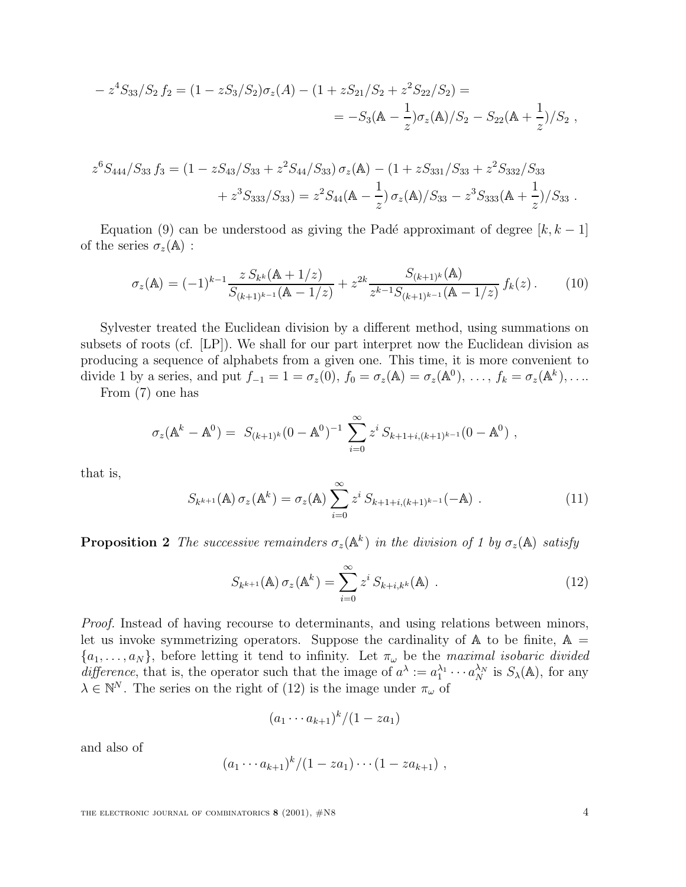$$
\begin{aligned}
-z^4 S_{33}/S_2\, f_2 &= (1 - zS_3/S_2)\sigma_z(A) - (1 + zS_{21}/S_2 + z^2 S_{22}/S_2) = \\
&= -S_3(\mathbb{A} - \frac{1}{z})\sigma_z(\mathbb{A})/S_2 - S_{22}(\mathbb{A} + \frac{1}{z})/S_2 \ ,
\end{aligned}
$$

$$
\begin{aligned}
z^6 S_{444}/S_{33}\, f_3 &= (1 - zS_{43}/S_{33} + z^2 S_{44}/S_{33})\, \sigma_z(\mathbb{A}) - (1 + zS_{331}/S_{33} + z^2 S_{332}/S_{33} \\
&\quad + z^3 S_{333}/S_{33}) = z^2 S_{44}(\mathbb{A} - \frac{1}{z})\, \sigma_z(\mathbb{A})/S_{33} - z^3 S_{333}(\mathbb{A} + \frac{1}{z})/S_{33} \ .
\end{aligned}
$$

Equation (9) can be understood as giving the Padé approximant of degree $[k, k-1]$ of the series $\sigma_z(\mathbb{A})$ :

$$
\sigma_z(\mathbb{A}) = (-1)^{k-1} \frac{z\, S_{k^k}(\mathbb{A} + 1/z)}{S_{(k+1)^{k-1}}(\mathbb{A} - 1/z)} + z^{2k} \frac{S_{(k+1)^k}(\mathbb{A})}{z^{k-1} S_{(k+1)^{k-1}}(\mathbb{A} - 1/z)}\, f_k(z)\,. \tag{10}
$$

Sylvester treated the Euclidean division by a different method, using summations on subsets of roots (cf. [LP]). We shall for our part interpret now the Euclidean division as producing a sequence of alphabets from a given one. This time, it is more convenient to divide 1 by a series, and put $f_{-1} = 1 = \sigma_z(0)$, $f_0 = \sigma_z(\mathbb{A}) = \sigma_z(\mathbb{A}^0)$, $\ldots$, $f_k = \sigma_z(\mathbb{A}^k), \ldots$.

From (7) one has

$$
\sigma_z(\mathbb{A}^k - \mathbb{A}^0) = \ S_{(k+1)^k}(0 - \mathbb{A}^0)^{-1} \sum_{i=0}^{\infty} z^i\, S_{k+1+i,(k+1)^{k-1}}(0 - \mathbb{A}^0) \ ,
$$

that is,

$$
S_{k^{k+1}}(\mathbb{A})\, \sigma_z(\mathbb{A}^k) = \sigma_z(\mathbb{A}) \sum_{i=0}^{\infty} z^i\, S_{k+1+i,(k+1)^{k-1}}(-\mathbb{A}) \ . \tag{11}
$$

**Proposition 2** *The successive remainders $\sigma_z(\mathbb{A}^k)$ in the division of 1 by $\sigma_z(\mathbb{A})$ satisfy*

$$
S_{k^{k+1}}(\mathbb{A})\, \sigma_z(\mathbb{A}^k) = \sum_{i=0}^{\infty} z^i\, S_{k+i,k^k}(\mathbb{A}) \ . \tag{12}
$$

*Proof.* Instead of having recourse to determinants, and using relations between minors, let us invoke symmetrizing operators. Suppose the cardinality of $\mathbb{A}$ to be finite, $\mathbb{A} = \{a_1, \ldots, a_N\}$, before letting it tend to infinity. Let $\pi_\omega$ be the *maximal isobaric divided difference*, that is, the operator such that the image of $a^\lambda := a_1^{\lambda_1} \cdots a_N^{\lambda_N}$ is $S_\lambda(\mathbb{A})$, for any $\lambda \in \mathbb{N}^N$. The series on the right of (12) is the image under $\pi_\omega$ of

$$
(a_1 \cdots a_{k+1})^k/(1 - za_1)
$$

and also of

$$
(a_1 \cdots a_{k+1})^k/(1 - za_1) \cdots (1 - za_{k+1}) \ ,
$$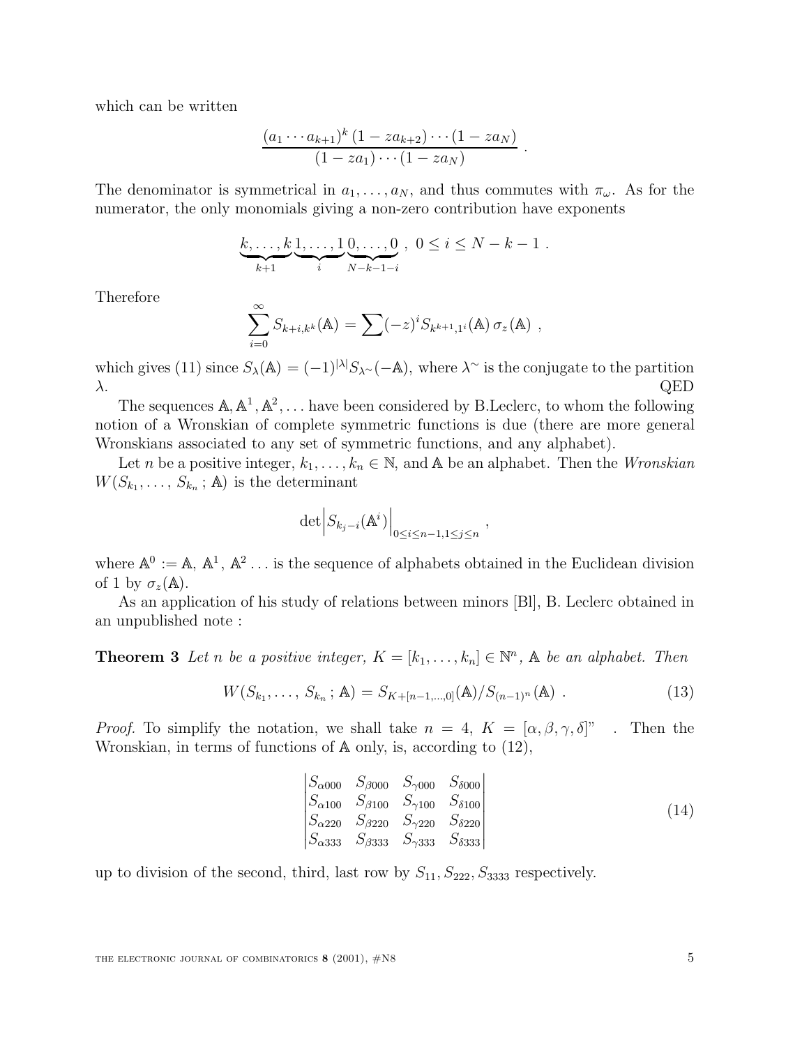which can be written

$$\frac{(a_1 \cdots a_{k+1})^k \, (1 - za_{k+2}) \cdots (1 - za_N)}{(1 - za_1) \cdots (1 - za_N)} \ .$$

The denominator is symmetrical in $a_1, \ldots, a_N$, and thus commutes with $\pi_\omega$. As for the numerator, the only monomials giving a non-zero contribution have exponents

$$\underbrace{k, \ldots, k}_{k+1} \underbrace{1, \ldots, 1}_{i} \underbrace{0, \ldots, 0}_{N-k-1-i} \ , \ \ 0 \le i \le N - k - 1 \ .$$

Therefore

$$\sum_{i=0}^{\infty} S_{k+i, k^k}(\mathbb{A}) = \sum (-z)^i S_{k^{k+1}, 1^i}(\mathbb{A}) \, \sigma_z(\mathbb{A}) \ ,$$

which gives (11) since $S_\lambda(\mathbb{A}) = (-1)^{|\lambda|} S_{\lambda^\sim}(-\mathbb{A})$, where $\lambda^\sim$ is the conjugate to the partition $\lambda$. QED

The sequences $\mathbb{A}, \mathbb{A}^1, \mathbb{A}^2, \ldots$ have been considered by B.Leclerc, to whom the following notion of a Wronskian of complete symmetric functions is due (there are more general Wronskians associated to any set of symmetric functions, and any alphabet).

Let $n$ be a positive integer, $k_1, \ldots, k_n \in \mathbb{N}$, and $\mathbb{A}$ be an alphabet. Then the *Wronskian* $W(S_{k_1}, \ldots, S_{k_n} \, ; \mathbb{A})$ is the determinant

$$\det \Big| S_{k_j - i}(\mathbb{A}^i) \Big|_{0 \le i \le n-1, 1 \le j \le n} \ ,$$

where $\mathbb{A}^0 := \mathbb{A}$, $\mathbb{A}^1$, $\mathbb{A}^2 \ldots$ is the sequence of alphabets obtained in the Euclidean division of 1 by $\sigma_z(\mathbb{A})$.

As an application of his study of relations between minors [Bl], B. Leclerc obtained in an unpublished note :

**Theorem 3** *Let $n$ be a positive integer, $K = [k_1, \ldots, k_n] \in \mathbb{N}^n$, $\mathbb{A}$ be an alphabet. Then*

$$W(S_{k_1}, \ldots, S_{k_n} \, ; \mathbb{A}) = S_{K + [n-1, \ldots, 0]}(\mathbb{A}) / S_{(n-1)^n}(\mathbb{A}) \ . \tag{13}$$

*Proof.* To simplify the notation, we shall take $n = 4$, $K = [\alpha, \beta, \gamma, \delta]$" . Then the Wronskian, in terms of functions of $\mathbb{A}$ only, is, according to (12),

$$\begin{vmatrix} S_{\alpha 000} & S_{\beta 000} & S_{\gamma 000} & S_{\delta 000} \\ S_{\alpha 100} & S_{\beta 100} & S_{\gamma 100} & S_{\delta 100} \\ S_{\alpha 220} & S_{\beta 220} & S_{\gamma 220} & S_{\delta 220} \\ S_{\alpha 333} & S_{\beta 333} & S_{\gamma 333} & S_{\delta 333} \end{vmatrix} \tag{14}$$

up to division of the second, third, last row by $S_{11}, S_{222}, S_{3333}$ respectively.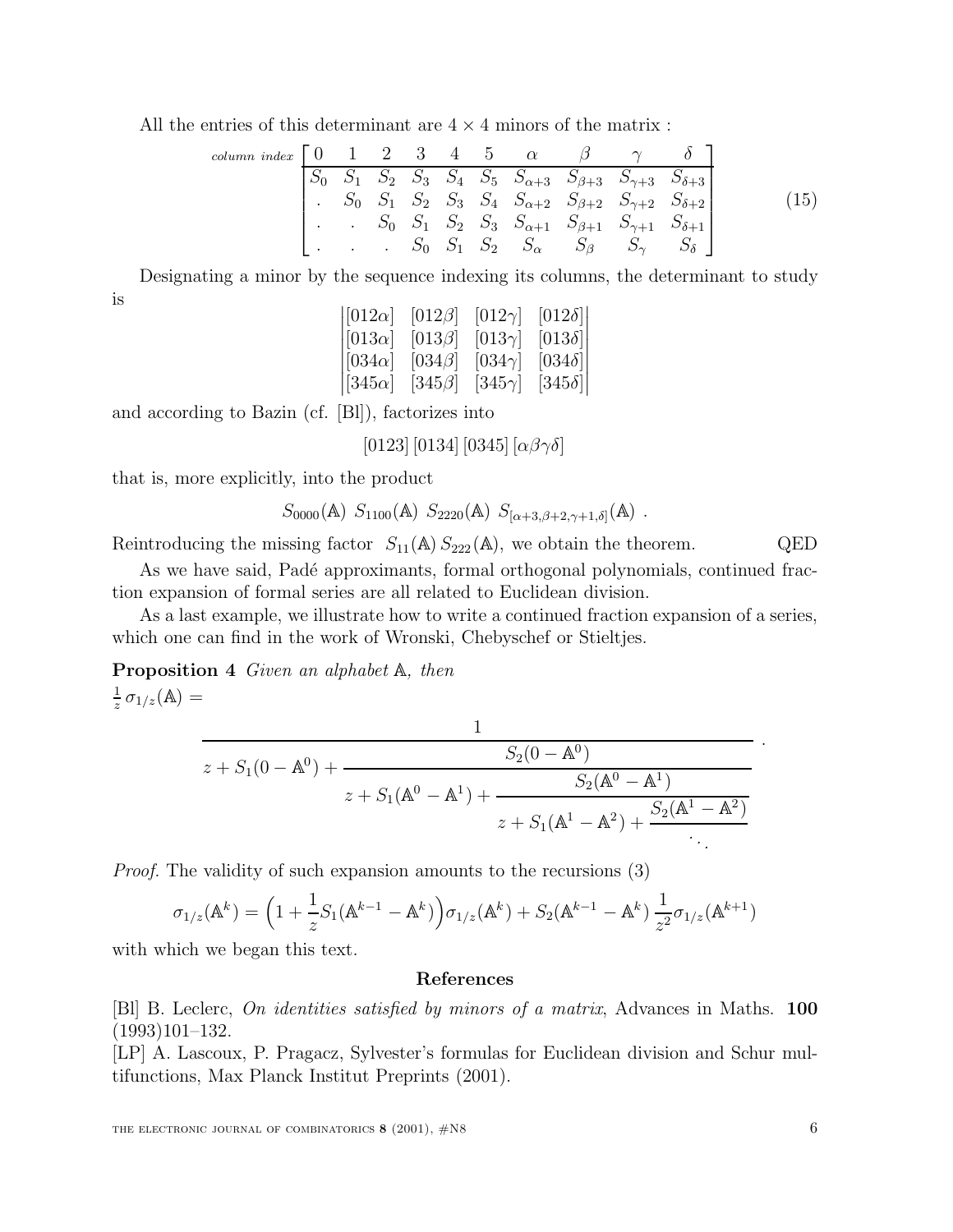All the entries of this determinant are $4 \times 4$ minors of the matrix :

$$
\begin{array}{r} \scriptstyle column\ index \end{array}
\left[\begin{array}{cccccccccc}
0 & 1 & 2 & 3 & 4 & 5 & \alpha & \beta & \gamma & \delta \\
\hline
S_0 & S_1 & S_2 & S_3 & S_4 & S_5 & S_{\alpha+3} & S_{\beta+3} & S_{\gamma+3} & S_{\delta+3} \\
. & S_0 & S_1 & S_2 & S_3 & S_4 & S_{\alpha+2} & S_{\beta+2} & S_{\gamma+2} & S_{\delta+2} \\
. & . & S_0 & S_1 & S_2 & S_3 & S_{\alpha+1} & S_{\beta+1} & S_{\gamma+1} & S_{\delta+1} \\
. & . & . & S_0 & S_1 & S_2 & S_\alpha & S_\beta & S_\gamma & S_\delta
\end{array}\right] \tag{15}
$$

Designating a minor by the sequence indexing its columns, the determinant to study is

$$
\begin{vmatrix}
[012\alpha] & [012\beta] & [012\gamma] & [012\delta] \\
[013\alpha] & [013\beta] & [013\gamma] & [013\delta] \\
[034\alpha] & [034\beta] & [034\gamma] & [034\delta] \\
[345\alpha] & [345\beta] & [345\gamma] & [345\delta]
\end{vmatrix}
$$

and according to Bazin (cf. [Bl]), factorizes into

$$
[0123]\,[0134]\,[0345]\,[\alpha\beta\gamma\delta]
$$

that is, more explicitly, into the product

$$
S_{0000}(\mathbb{A})\ S_{1100}(\mathbb{A})\ S_{2220}(\mathbb{A})\ S_{[\alpha+3,\beta+2,\gamma+1,\delta]}(\mathbb{A})\ .
$$

Reintroducing the missing factor $S_{11}(\mathbb{A})\,S_{222}(\mathbb{A})$, we obtain the theorem. QED

As we have said, Padé approximants, formal orthogonal polynomials, continued fraction expansion of formal series are all related to Euclidean division.

As a last example, we illustrate how to write a continued fraction expansion of a series, which one can find in the work of Wronski, Chebyschef or Stieltjes.

**Proposition 4** *Given an alphabet* $\mathbb{A}$*, then*
$\frac{1}{z}\,\sigma_{1/z}(\mathbb{A}) =$

$$
\cfrac{1}{z + S_1(0-\mathbb{A}^0) + \cfrac{S_2(0-\mathbb{A}^0)}{z + S_1(\mathbb{A}^0-\mathbb{A}^1) + \cfrac{S_2(\mathbb{A}^0-\mathbb{A}^1)}{z + S_1(\mathbb{A}^1-\mathbb{A}^2) + \cfrac{S_2(\mathbb{A}^1-\mathbb{A}^2)}{\ddots}}}}\ .
$$

*Proof.* The validity of such expansion amounts to the recursions (3)

$$
\sigma_{1/z}(\mathbb{A}^k) = \Big(1 + \frac{1}{z}S_1(\mathbb{A}^{k-1}-\mathbb{A}^k)\Big)\sigma_{1/z}(\mathbb{A}^k) + S_2(\mathbb{A}^{k-1}-\mathbb{A}^k)\,\frac{1}{z^2}\sigma_{1/z}(\mathbb{A}^{k+1})
$$

with which we began this text.

## References

[Bl] B. Leclerc, *On identities satisfied by minors of a matrix*, Advances in Maths. **100** (1993)101–132.

[LP] A. Lascoux, P. Pragacz, Sylvester's formulas for Euclidean division and Schur multifunctions, Max Planck Institut Preprints (2001).